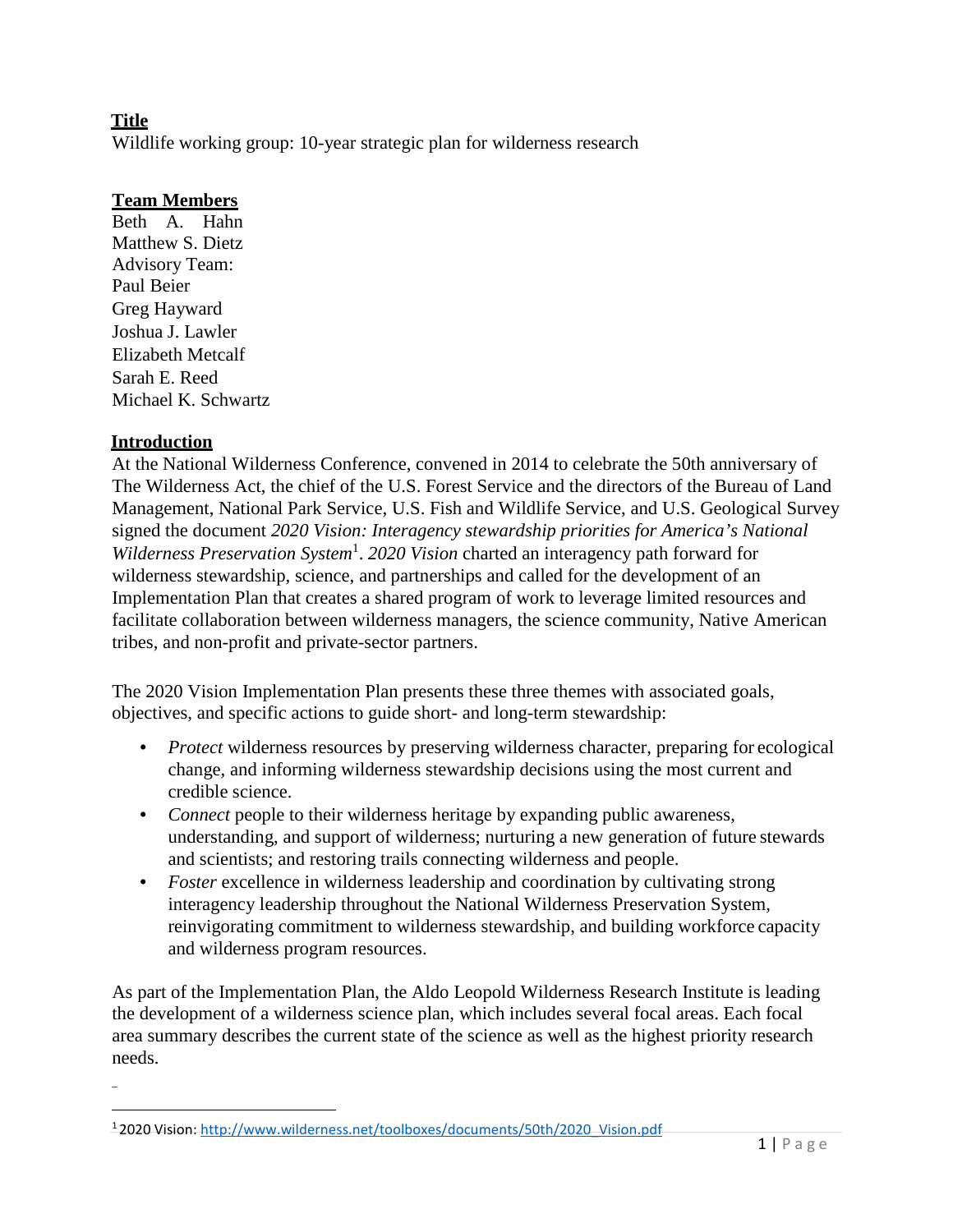## Title

Wildlife working group: 10-year strategic plan for wilderness research

## Team Members

Beth A. Hahn
Matthew S. Dietz
Advisory Team:
Paul Beier
Greg Hayward
Joshua J. Lawler
Elizabeth Metcalf
Sarah E. Reed
Michael K. Schwartz

## Introduction

At the National Wilderness Conference, convened in 2014 to celebrate the 50th anniversary of The Wilderness Act, the chief of the U.S. Forest Service and the directors of the Bureau of Land Management, National Park Service, U.S. Fish and Wildlife Service, and U.S. Geological Survey signed the document *2020 Vision: Interagency stewardship priorities for America's National Wilderness Preservation System*[1]. *2020 Vision* charted an interagency path forward for wilderness stewardship, science, and partnerships and called for the development of an Implementation Plan that creates a shared program of work to leverage limited resources and facilitate collaboration between wilderness managers, the science community, Native American tribes, and non-profit and private-sector partners.

The 2020 Vision Implementation Plan presents these three themes with associated goals, objectives, and specific actions to guide short- and long-term stewardship:

- *Protect* wilderness resources by preserving wilderness character, preparing for ecological change, and informing wilderness stewardship decisions using the most current and credible science.
- *Connect* people to their wilderness heritage by expanding public awareness, understanding, and support of wilderness; nurturing a new generation of future stewards and scientists; and restoring trails connecting wilderness and people.
- *Foster* excellence in wilderness leadership and coordination by cultivating strong interagency leadership throughout the National Wilderness Preservation System, reinvigorating commitment to wilderness stewardship, and building workforce capacity and wilderness program resources.

As part of the Implementation Plan, the Aldo Leopold Wilderness Research Institute is leading the development of a wilderness science plan, which includes several focal areas. Each focal area summary describes the current state of the science as well as the highest priority research needs.

[1] 2020 Vision: http://www.wilderness.net/toolboxes/documents/50th/2020_Vision.pdf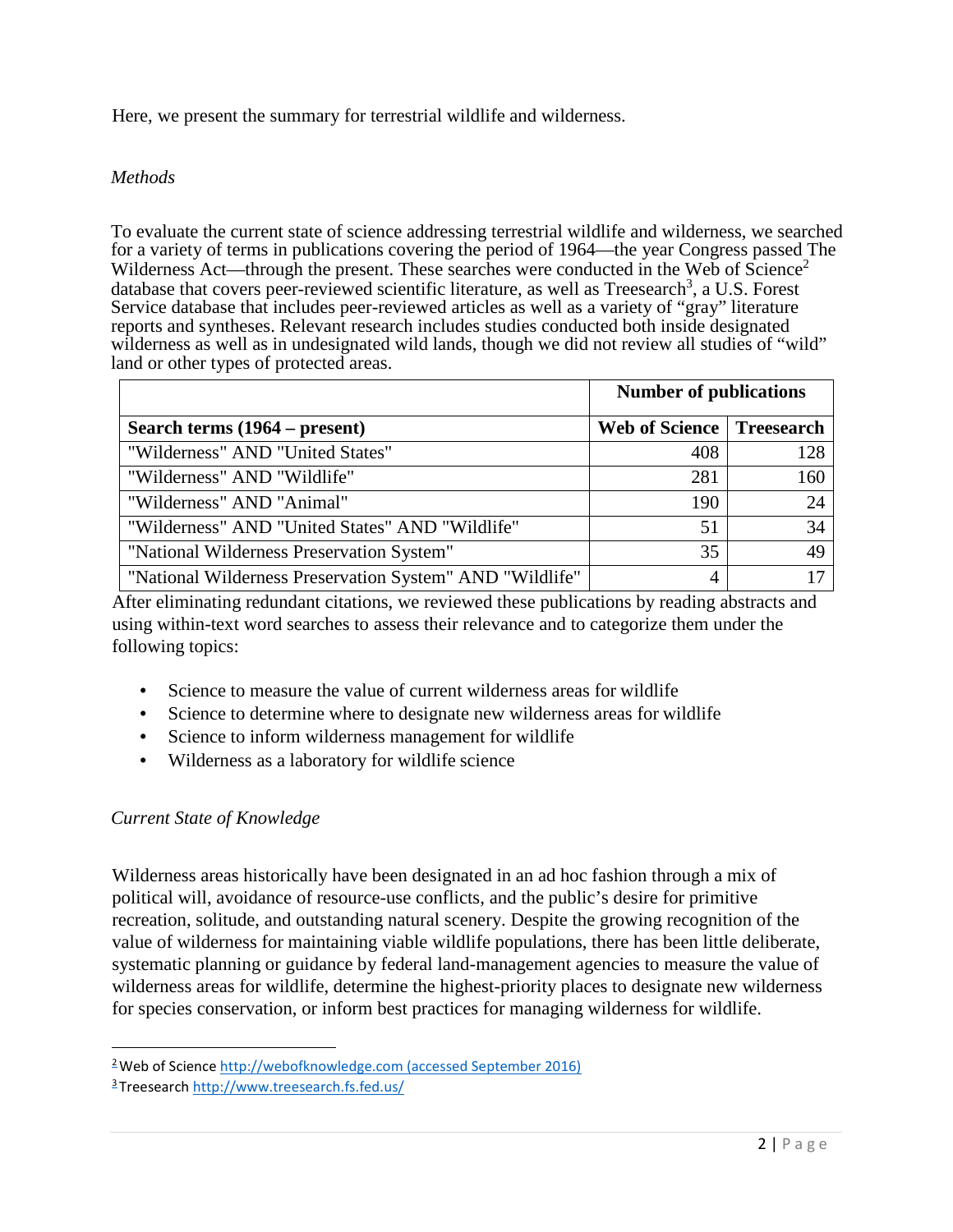Here, we present the summary for terrestrial wildlife and wilderness.

*Methods*

To evaluate the current state of science addressing terrestrial wildlife and wilderness, we searched for a variety of terms in publications covering the period of 1964—the year Congress passed The Wilderness Act—through the present. These searches were conducted in the Web of Science[2] database that covers peer-reviewed scientific literature, as well as Treesearch[3], a U.S. Forest Service database that includes peer-reviewed articles as well as a variety of "gray" literature reports and syntheses. Relevant research includes studies conducted both inside designated wilderness as well as in undesignated wild lands, though we did not review all studies of "wild" land or other types of protected areas.

| | **Number of publications** | |
|---|---|---|
| **Search terms (1964 – present)** | **Web of Science** | **Treesearch** |
| "Wilderness" AND "United States" | 408 | 128 |
| "Wilderness" AND "Wildlife" | 281 | 160 |
| "Wilderness" AND "Animal" | 190 | 24 |
| "Wilderness" AND "United States" AND "Wildlife" | 51 | 34 |
| "National Wilderness Preservation System" | 35 | 49 |
| "National Wilderness Preservation System" AND "Wildlife" | 4 | 17 |

After eliminating redundant citations, we reviewed these publications by reading abstracts and using within-text word searches to assess their relevance and to categorize them under the following topics:

- Science to measure the value of current wilderness areas for wildlife
- Science to determine where to designate new wilderness areas for wildlife
- Science to inform wilderness management for wildlife
- Wilderness as a laboratory for wildlife science

*Current State of Knowledge*

Wilderness areas historically have been designated in an ad hoc fashion through a mix of political will, avoidance of resource-use conflicts, and the public's desire for primitive recreation, solitude, and outstanding natural scenery. Despite the growing recognition of the value of wilderness for maintaining viable wildlife populations, there has been little deliberate, systematic planning or guidance by federal land-management agencies to measure the value of wilderness areas for wildlife, determine the highest-priority places to designate new wilderness for species conservation, or inform best practices for managing wilderness for wildlife.

---

[2] Web of Science http://webofknowledge.com (accessed September 2016)

[3] Treesearch http://www.treesearch.fs.fed.us/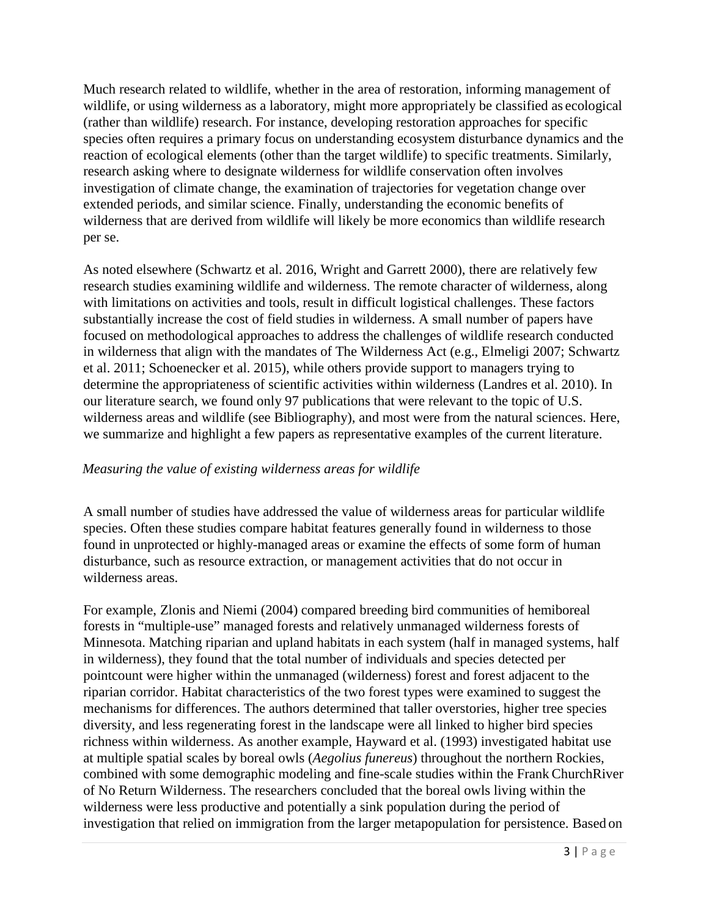Much research related to wildlife, whether in the area of restoration, informing management of wildlife, or using wilderness as a laboratory, might more appropriately be classified as ecological (rather than wildlife) research. For instance, developing restoration approaches for specific species often requires a primary focus on understanding ecosystem disturbance dynamics and the reaction of ecological elements (other than the target wildlife) to specific treatments. Similarly, research asking where to designate wilderness for wildlife conservation often involves investigation of climate change, the examination of trajectories for vegetation change over extended periods, and similar science. Finally, understanding the economic benefits of wilderness that are derived from wildlife will likely be more economics than wildlife research per se.

As noted elsewhere (Schwartz et al. 2016, Wright and Garrett 2000), there are relatively few research studies examining wildlife and wilderness. The remote character of wilderness, along with limitations on activities and tools, result in difficult logistical challenges. These factors substantially increase the cost of field studies in wilderness. A small number of papers have focused on methodological approaches to address the challenges of wildlife research conducted in wilderness that align with the mandates of The Wilderness Act (e.g., Elmeligi 2007; Schwartz et al. 2011; Schoenecker et al. 2015), while others provide support to managers trying to determine the appropriateness of scientific activities within wilderness (Landres et al. 2010). In our literature search, we found only 97 publications that were relevant to the topic of U.S. wilderness areas and wildlife (see Bibliography), and most were from the natural sciences. Here, we summarize and highlight a few papers as representative examples of the current literature.

*Measuring the value of existing wilderness areas for wildlife*

A small number of studies have addressed the value of wilderness areas for particular wildlife species. Often these studies compare habitat features generally found in wilderness to those found in unprotected or highly-managed areas or examine the effects of some form of human disturbance, such as resource extraction, or management activities that do not occur in wilderness areas.

For example, Zlonis and Niemi (2004) compared breeding bird communities of hemiboreal forests in "multiple-use" managed forests and relatively unmanaged wilderness forests of Minnesota. Matching riparian and upland habitats in each system (half in managed systems, half in wilderness), they found that the total number of individuals and species detected per pointcount were higher within the unmanaged (wilderness) forest and forest adjacent to the riparian corridor. Habitat characteristics of the two forest types were examined to suggest the mechanisms for differences. The authors determined that taller overstories, higher tree species diversity, and less regenerating forest in the landscape were all linked to higher bird species richness within wilderness. As another example, Hayward et al. (1993) investigated habitat use at multiple spatial scales by boreal owls (*Aegolius funereus*) throughout the northern Rockies, combined with some demographic modeling and fine-scale studies within the Frank ChurchRiver of No Return Wilderness. The researchers concluded that the boreal owls living within the wilderness were less productive and potentially a sink population during the period of investigation that relied on immigration from the larger metapopulation for persistence. Based on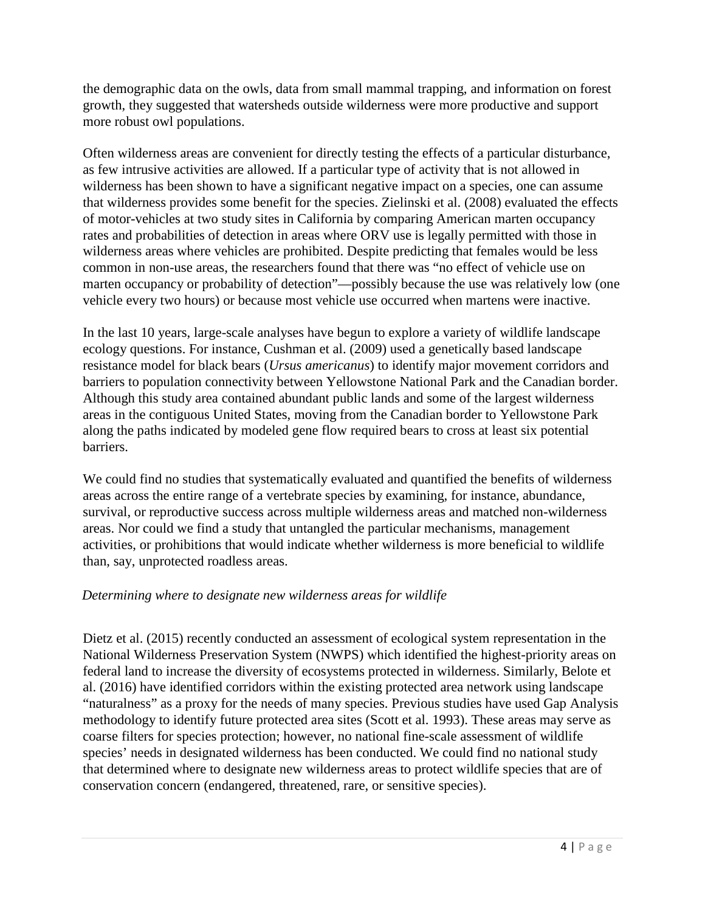the demographic data on the owls, data from small mammal trapping, and information on forest growth, they suggested that watersheds outside wilderness were more productive and support more robust owl populations.

Often wilderness areas are convenient for directly testing the effects of a particular disturbance, as few intrusive activities are allowed. If a particular type of activity that is not allowed in wilderness has been shown to have a significant negative impact on a species, one can assume that wilderness provides some benefit for the species. Zielinski et al. (2008) evaluated the effects of motor-vehicles at two study sites in California by comparing American marten occupancy rates and probabilities of detection in areas where ORV use is legally permitted with those in wilderness areas where vehicles are prohibited. Despite predicting that females would be less common in non-use areas, the researchers found that there was "no effect of vehicle use on marten occupancy or probability of detection"—possibly because the use was relatively low (one vehicle every two hours) or because most vehicle use occurred when martens were inactive.

In the last 10 years, large-scale analyses have begun to explore a variety of wildlife landscape ecology questions. For instance, Cushman et al. (2009) used a genetically based landscape resistance model for black bears (*Ursus americanus*) to identify major movement corridors and barriers to population connectivity between Yellowstone National Park and the Canadian border. Although this study area contained abundant public lands and some of the largest wilderness areas in the contiguous United States, moving from the Canadian border to Yellowstone Park along the paths indicated by modeled gene flow required bears to cross at least six potential barriers.

We could find no studies that systematically evaluated and quantified the benefits of wilderness areas across the entire range of a vertebrate species by examining, for instance, abundance, survival, or reproductive success across multiple wilderness areas and matched non-wilderness areas. Nor could we find a study that untangled the particular mechanisms, management activities, or prohibitions that would indicate whether wilderness is more beneficial to wildlife than, say, unprotected roadless areas.

*Determining where to designate new wilderness areas for wildlife*

Dietz et al. (2015) recently conducted an assessment of ecological system representation in the National Wilderness Preservation System (NWPS) which identified the highest-priority areas on federal land to increase the diversity of ecosystems protected in wilderness. Similarly, Belote et al. (2016) have identified corridors within the existing protected area network using landscape "naturalness" as a proxy for the needs of many species. Previous studies have used Gap Analysis methodology to identify future protected area sites (Scott et al. 1993). These areas may serve as coarse filters for species protection; however, no national fine-scale assessment of wildlife species' needs in designated wilderness has been conducted. We could find no national study that determined where to designate new wilderness areas to protect wildlife species that are of conservation concern (endangered, threatened, rare, or sensitive species).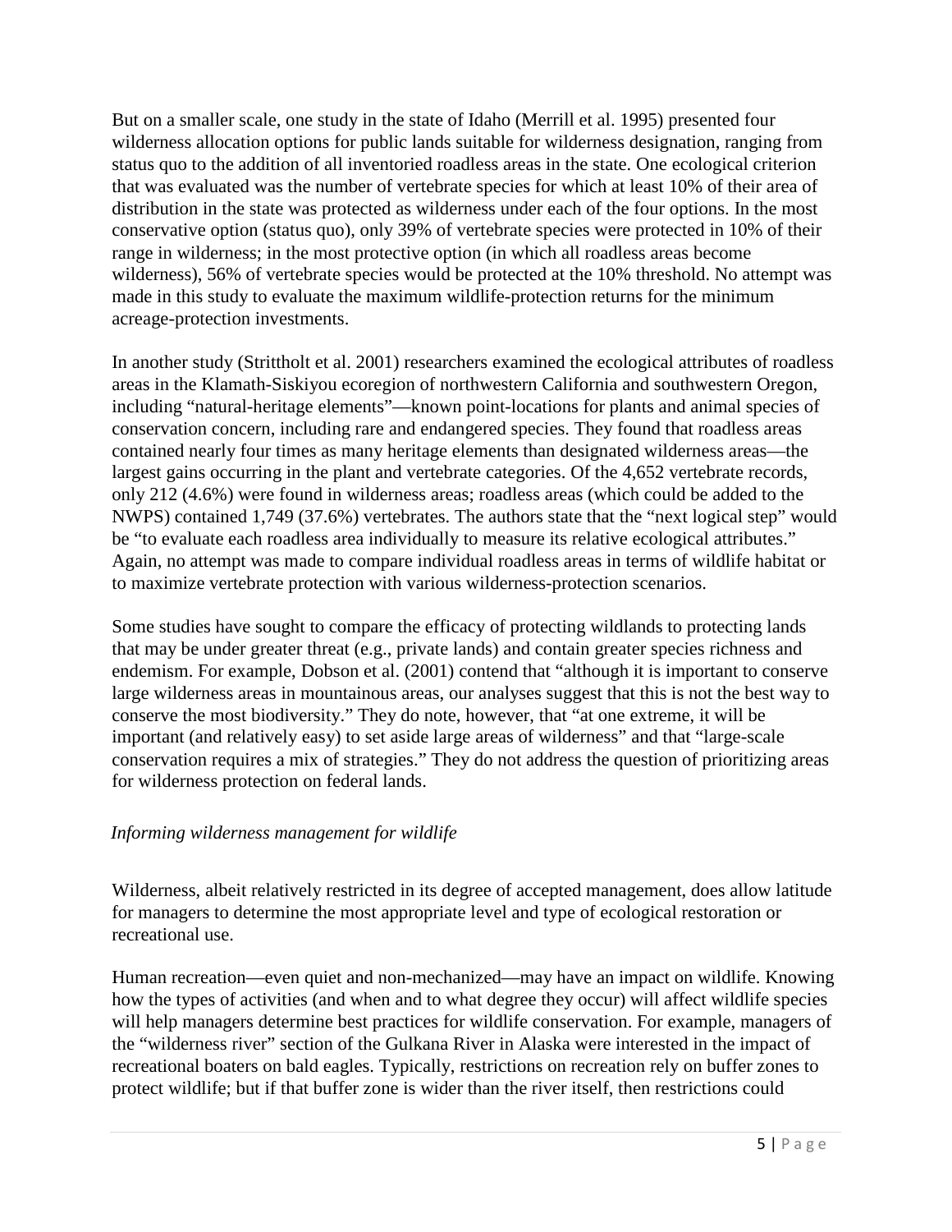But on a smaller scale, one study in the state of Idaho (Merrill et al. 1995) presented four wilderness allocation options for public lands suitable for wilderness designation, ranging from status quo to the addition of all inventoried roadless areas in the state. One ecological criterion that was evaluated was the number of vertebrate species for which at least 10% of their area of distribution in the state was protected as wilderness under each of the four options. In the most conservative option (status quo), only 39% of vertebrate species were protected in 10% of their range in wilderness; in the most protective option (in which all roadless areas become wilderness), 56% of vertebrate species would be protected at the 10% threshold. No attempt was made in this study to evaluate the maximum wildlife-protection returns for the minimum acreage-protection investments.

In another study (Strittholt et al. 2001) researchers examined the ecological attributes of roadless areas in the Klamath-Siskiyou ecoregion of northwestern California and southwestern Oregon, including "natural-heritage elements"—known point-locations for plants and animal species of conservation concern, including rare and endangered species. They found that roadless areas contained nearly four times as many heritage elements than designated wilderness areas—the largest gains occurring in the plant and vertebrate categories. Of the 4,652 vertebrate records, only 212 (4.6%) were found in wilderness areas; roadless areas (which could be added to the NWPS) contained 1,749 (37.6%) vertebrates. The authors state that the "next logical step" would be "to evaluate each roadless area individually to measure its relative ecological attributes." Again, no attempt was made to compare individual roadless areas in terms of wildlife habitat or to maximize vertebrate protection with various wilderness-protection scenarios.

Some studies have sought to compare the efficacy of protecting wildlands to protecting lands that may be under greater threat (e.g., private lands) and contain greater species richness and endemism. For example, Dobson et al. (2001) contend that "although it is important to conserve large wilderness areas in mountainous areas, our analyses suggest that this is not the best way to conserve the most biodiversity." They do note, however, that "at one extreme, it will be important (and relatively easy) to set aside large areas of wilderness" and that "large-scale conservation requires a mix of strategies." They do not address the question of prioritizing areas for wilderness protection on federal lands.

*Informing wilderness management for wildlife*

Wilderness, albeit relatively restricted in its degree of accepted management, does allow latitude for managers to determine the most appropriate level and type of ecological restoration or recreational use.

Human recreation—even quiet and non-mechanized—may have an impact on wildlife. Knowing how the types of activities (and when and to what degree they occur) will affect wildlife species will help managers determine best practices for wildlife conservation. For example, managers of the "wilderness river" section of the Gulkana River in Alaska were interested in the impact of recreational boaters on bald eagles. Typically, restrictions on recreation rely on buffer zones to protect wildlife; but if that buffer zone is wider than the river itself, then restrictions could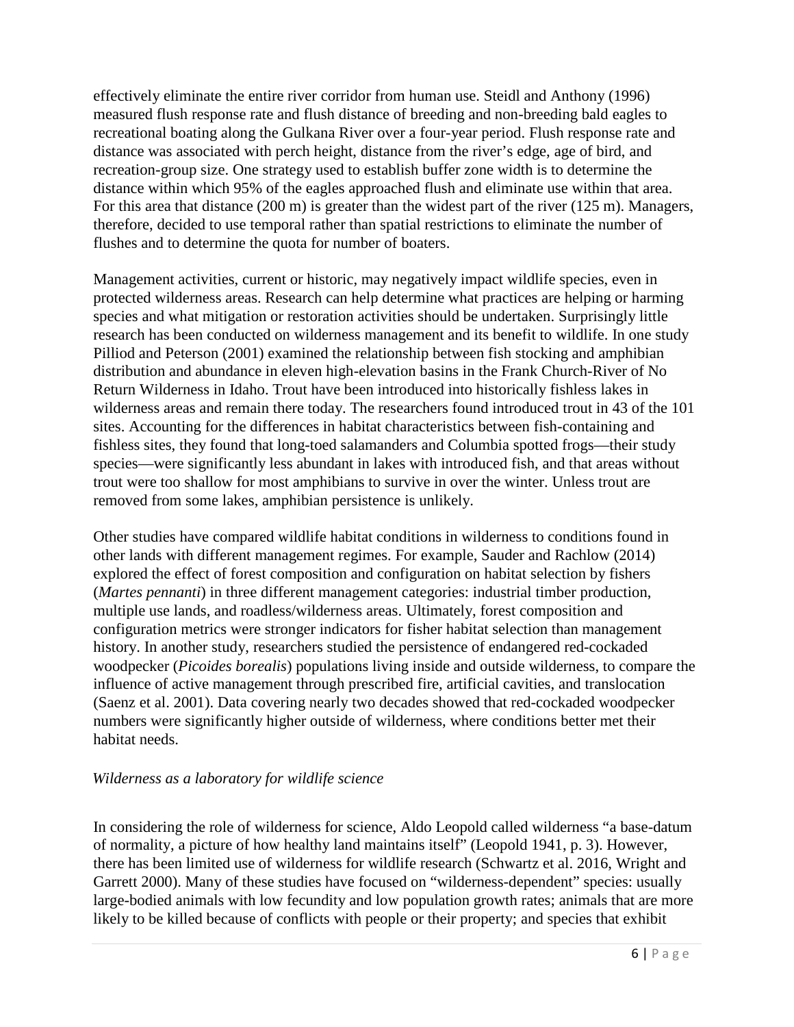effectively eliminate the entire river corridor from human use. Steidl and Anthony (1996) measured flush response rate and flush distance of breeding and non-breeding bald eagles to recreational boating along the Gulkana River over a four-year period. Flush response rate and distance was associated with perch height, distance from the river's edge, age of bird, and recreation-group size. One strategy used to establish buffer zone width is to determine the distance within which 95% of the eagles approached flush and eliminate use within that area. For this area that distance (200 m) is greater than the widest part of the river (125 m). Managers, therefore, decided to use temporal rather than spatial restrictions to eliminate the number of flushes and to determine the quota for number of boaters.

Management activities, current or historic, may negatively impact wildlife species, even in protected wilderness areas. Research can help determine what practices are helping or harming species and what mitigation or restoration activities should be undertaken. Surprisingly little research has been conducted on wilderness management and its benefit to wildlife. In one study Pilliod and Peterson (2001) examined the relationship between fish stocking and amphibian distribution and abundance in eleven high-elevation basins in the Frank Church-River of No Return Wilderness in Idaho. Trout have been introduced into historically fishless lakes in wilderness areas and remain there today. The researchers found introduced trout in 43 of the 101 sites. Accounting for the differences in habitat characteristics between fish-containing and fishless sites, they found that long-toed salamanders and Columbia spotted frogs—their study species—were significantly less abundant in lakes with introduced fish, and that areas without trout were too shallow for most amphibians to survive in over the winter. Unless trout are removed from some lakes, amphibian persistence is unlikely.

Other studies have compared wildlife habitat conditions in wilderness to conditions found in other lands with different management regimes. For example, Sauder and Rachlow (2014) explored the effect of forest composition and configuration on habitat selection by fishers (*Martes pennanti*) in three different management categories: industrial timber production, multiple use lands, and roadless/wilderness areas. Ultimately, forest composition and configuration metrics were stronger indicators for fisher habitat selection than management history. In another study, researchers studied the persistence of endangered red-cockaded woodpecker (*Picoides borealis*) populations living inside and outside wilderness, to compare the influence of active management through prescribed fire, artificial cavities, and translocation (Saenz et al. 2001). Data covering nearly two decades showed that red-cockaded woodpecker numbers were significantly higher outside of wilderness, where conditions better met their habitat needs.

*Wilderness as a laboratory for wildlife science*

In considering the role of wilderness for science, Aldo Leopold called wilderness "a base-datum of normality, a picture of how healthy land maintains itself" (Leopold 1941, p. 3). However, there has been limited use of wilderness for wildlife research (Schwartz et al. 2016, Wright and Garrett 2000). Many of these studies have focused on "wilderness-dependent" species: usually large-bodied animals with low fecundity and low population growth rates; animals that are more likely to be killed because of conflicts with people or their property; and species that exhibit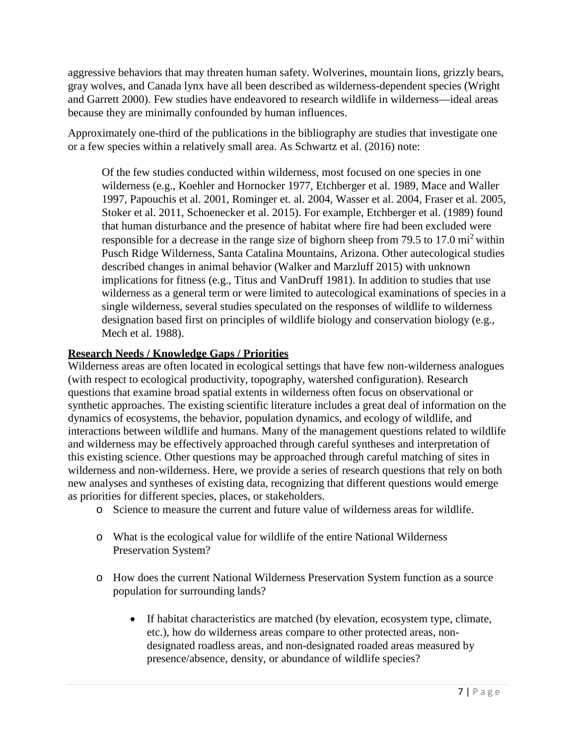aggressive behaviors that may threaten human safety. Wolverines, mountain lions, grizzly bears, gray wolves, and Canada lynx have all been described as wilderness-dependent species (Wright and Garrett 2000). Few studies have endeavored to research wildlife in wilderness—ideal areas because they are minimally confounded by human influences.

Approximately one-third of the publications in the bibliography are studies that investigate one or a few species within a relatively small area. As Schwartz et al. (2016) note:

> Of the few studies conducted within wilderness, most focused on one species in one wilderness (e.g., Koehler and Hornocker 1977, Etchberger et al. 1989, Mace and Waller 1997, Papouchis et al. 2001, Rominger et. al. 2004, Wasser et al. 2004, Fraser et al. 2005, Stoker et al. 2011, Schoenecker et al. 2015). For example, Etchberger et al. (1989) found that human disturbance and the presence of habitat where fire had been excluded were responsible for a decrease in the range size of bighorn sheep from 79.5 to 17.0 $mi^2$ within Pusch Ridge Wilderness, Santa Catalina Mountains, Arizona. Other autecological studies described changes in animal behavior (Walker and Marzluff 2015) with unknown implications for fitness (e.g., Titus and VanDruff 1981). In addition to studies that use wilderness as a general term or were limited to autecological examinations of species in a single wilderness, several studies speculated on the responses of wildlife to wilderness designation based first on principles of wildlife biology and conservation biology (e.g., Mech et al. 1988).

**Research Needs / Knowledge Gaps / Priorities**

Wilderness areas are often located in ecological settings that have few non-wilderness analogues (with respect to ecological productivity, topography, watershed configuration). Research questions that examine broad spatial extents in wilderness often focus on observational or synthetic approaches. The existing scientific literature includes a great deal of information on the dynamics of ecosystems, the behavior, population dynamics, and ecology of wildlife, and interactions between wildlife and humans. Many of the management questions related to wildlife and wilderness may be effectively approached through careful syntheses and interpretation of this existing science. Other questions may be approached through careful matching of sites in wilderness and non-wilderness. Here, we provide a series of research questions that rely on both new analyses and syntheses of existing data, recognizing that different questions would emerge as priorities for different species, places, or stakeholders.

- Science to measure the current and future value of wilderness areas for wildlife.
- What is the ecological value for wildlife of the entire National Wilderness Preservation System?
- How does the current National Wilderness Preservation System function as a source population for surrounding lands?
    - If habitat characteristics are matched (by elevation, ecosystem type, climate, etc.), how do wilderness areas compare to other protected areas, non-designated roadless areas, and non-designated roaded areas measured by presence/absence, density, or abundance of wildlife species?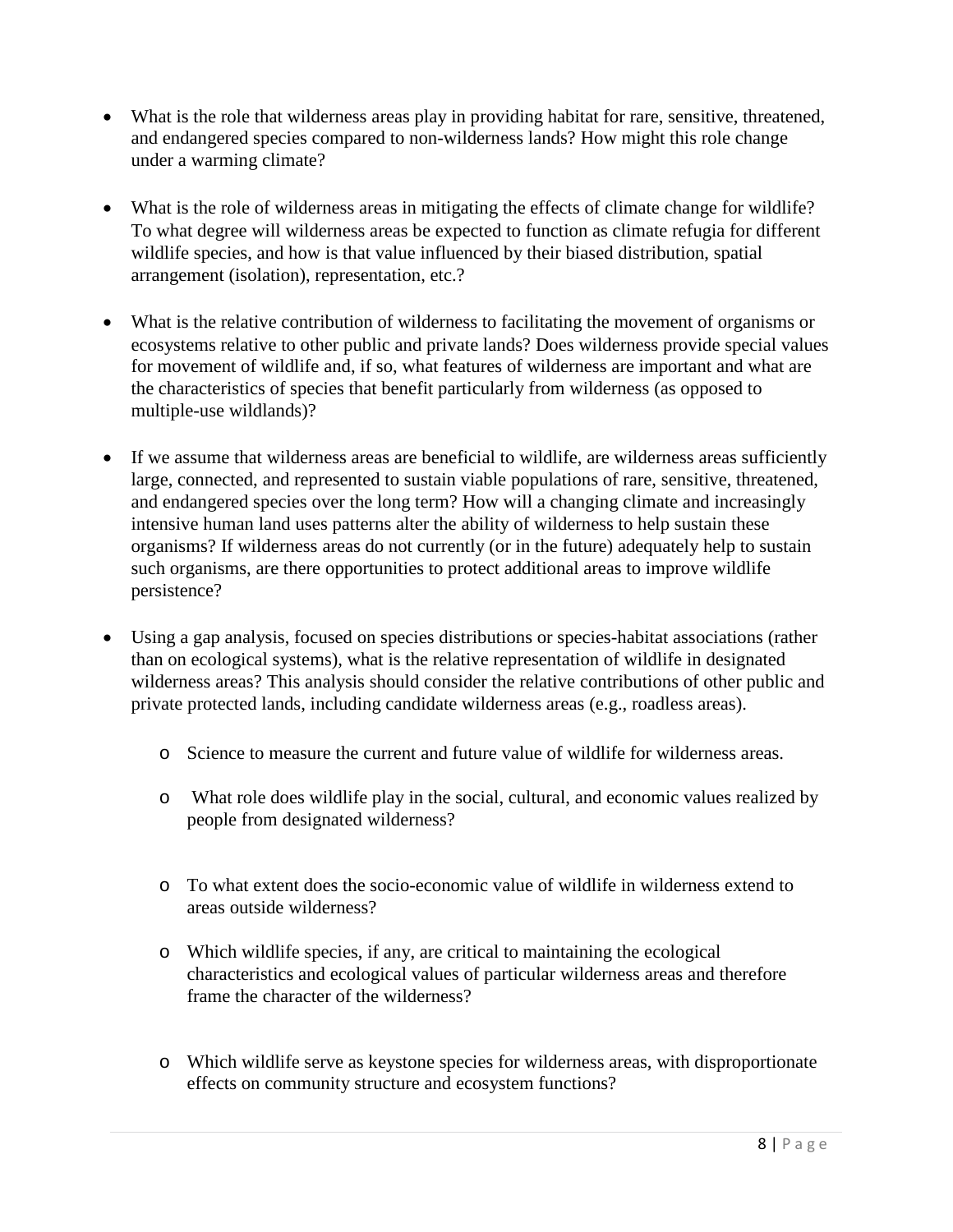- What is the role that wilderness areas play in providing habitat for rare, sensitive, threatened, and endangered species compared to non-wilderness lands? How might this role change under a warming climate?

- What is the role of wilderness areas in mitigating the effects of climate change for wildlife? To what degree will wilderness areas be expected to function as climate refugia for different wildlife species, and how is that value influenced by their biased distribution, spatial arrangement (isolation), representation, etc.?

- What is the relative contribution of wilderness to facilitating the movement of organisms or ecosystems relative to other public and private lands? Does wilderness provide special values for movement of wildlife and, if so, what features of wilderness are important and what are the characteristics of species that benefit particularly from wilderness (as opposed to multiple-use wildlands)?

- If we assume that wilderness areas are beneficial to wildlife, are wilderness areas sufficiently large, connected, and represented to sustain viable populations of rare, sensitive, threatened, and endangered species over the long term? How will a changing climate and increasingly intensive human land uses patterns alter the ability of wilderness to help sustain these organisms? If wilderness areas do not currently (or in the future) adequately help to sustain such organisms, are there opportunities to protect additional areas to improve wildlife persistence?

- Using a gap analysis, focused on species distributions or species-habitat associations (rather than on ecological systems), what is the relative representation of wildlife in designated wilderness areas? This analysis should consider the relative contributions of other public and private protected lands, including candidate wilderness areas (e.g., roadless areas).

    - Science to measure the current and future value of wildlife for wilderness areas.

    - What role does wildlife play in the social, cultural, and economic values realized by people from designated wilderness?

    - To what extent does the socio-economic value of wildlife in wilderness extend to areas outside wilderness?

    - Which wildlife species, if any, are critical to maintaining the ecological characteristics and ecological values of particular wilderness areas and therefore frame the character of the wilderness?

    - Which wildlife serve as keystone species for wilderness areas, with disproportionate effects on community structure and ecosystem functions?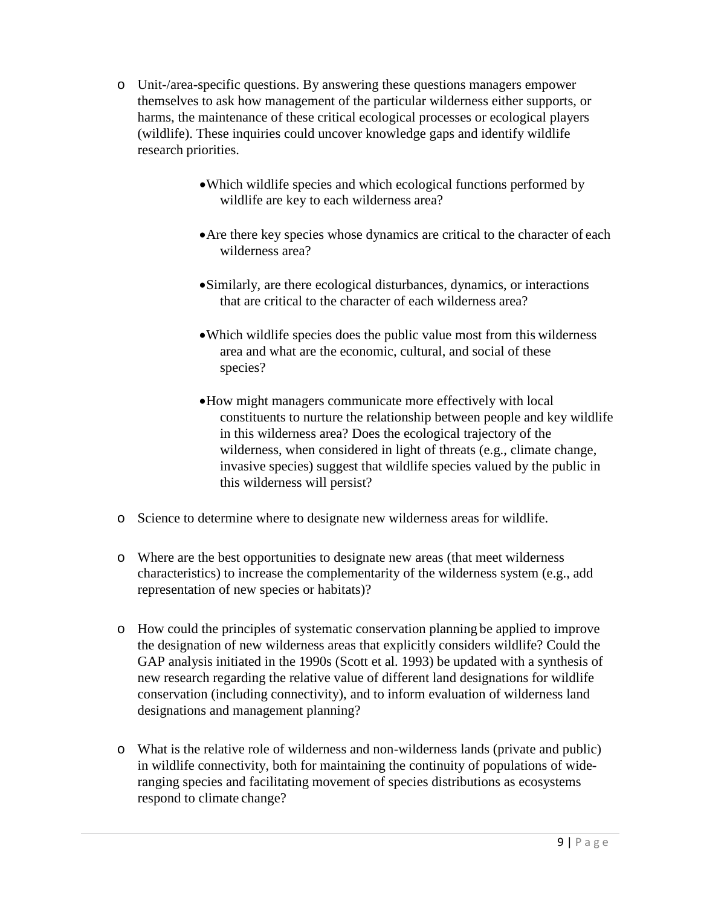- Unit-/area-specific questions. By answering these questions managers empower themselves to ask how management of the particular wilderness either supports, or harms, the maintenance of these critical ecological processes or ecological players (wildlife). These inquiries could uncover knowledge gaps and identify wildlife research priorities.

    - Which wildlife species and which ecological functions performed by wildlife are key to each wilderness area?

    - Are there key species whose dynamics are critical to the character of each wilderness area?

    - Similarly, are there ecological disturbances, dynamics, or interactions that are critical to the character of each wilderness area?

    - Which wildlife species does the public value most from this wilderness area and what are the economic, cultural, and social of these species?

    - How might managers communicate more effectively with local constituents to nurture the relationship between people and key wildlife in this wilderness area? Does the ecological trajectory of the wilderness, when considered in light of threats (e.g., climate change, invasive species) suggest that wildlife species valued by the public in this wilderness will persist?

- Science to determine where to designate new wilderness areas for wildlife.

- Where are the best opportunities to designate new areas (that meet wilderness characteristics) to increase the complementarity of the wilderness system (e.g., add representation of new species or habitats)?

- How could the principles of systematic conservation planning be applied to improve the designation of new wilderness areas that explicitly considers wildlife? Could the GAP analysis initiated in the 1990s (Scott et al. 1993) be updated with a synthesis of new research regarding the relative value of different land designations for wildlife conservation (including connectivity), and to inform evaluation of wilderness land designations and management planning?

- What is the relative role of wilderness and non-wilderness lands (private and public) in wildlife connectivity, both for maintaining the continuity of populations of wide-ranging species and facilitating movement of species distributions as ecosystems respond to climate change?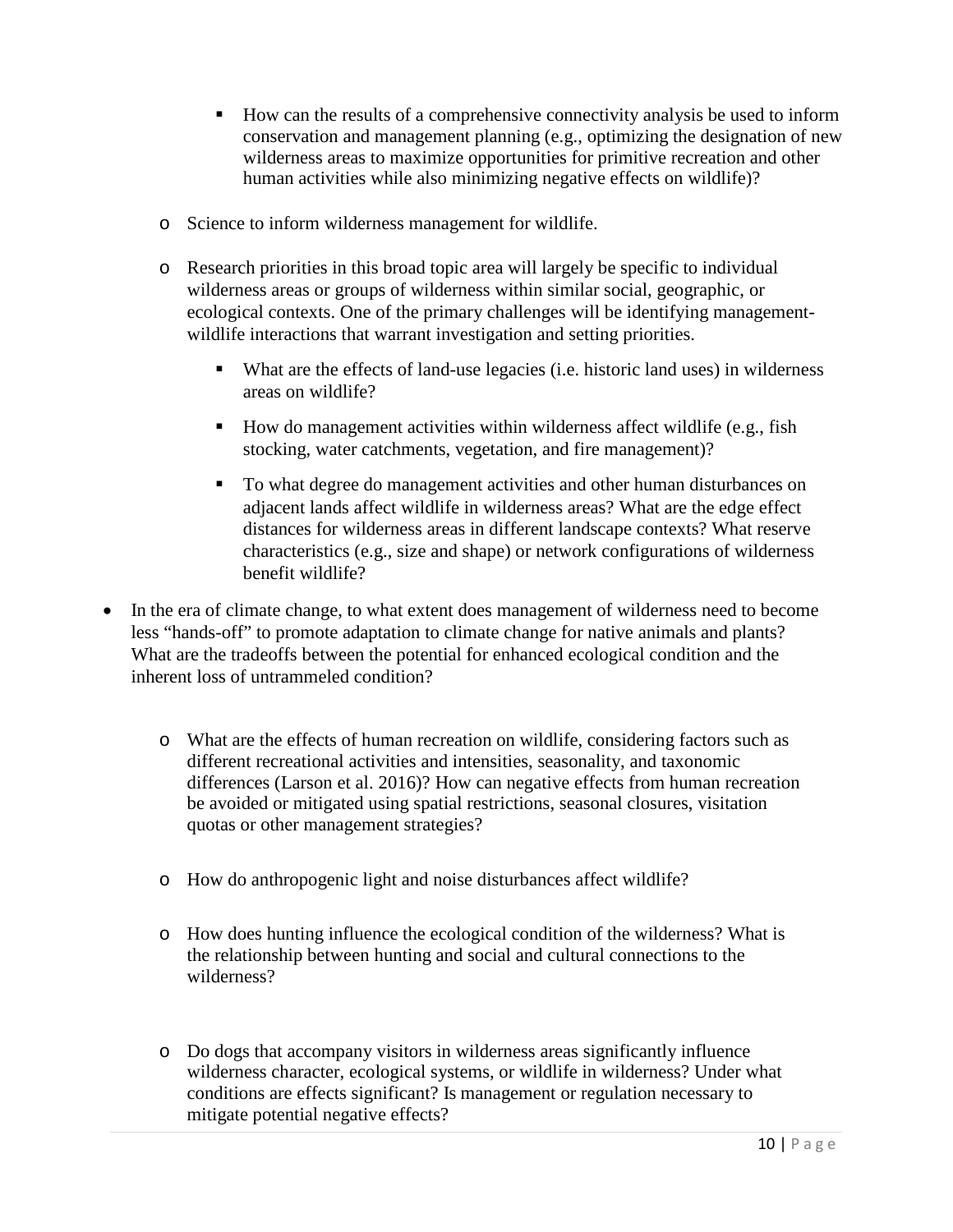- How can the results of a comprehensive connectivity analysis be used to inform conservation and management planning (e.g., optimizing the designation of new wilderness areas to maximize opportunities for primitive recreation and other human activities while also minimizing negative effects on wildlife)?

  - Science to inform wilderness management for wildlife.

  - Research priorities in this broad topic area will largely be specific to individual wilderness areas or groups of wilderness within similar social, geographic, or ecological contexts. One of the primary challenges will be identifying management-wildlife interactions that warrant investigation and setting priorities.

    - What are the effects of land-use legacies (i.e. historic land uses) in wilderness areas on wildlife?

    - How do management activities within wilderness affect wildlife (e.g., fish stocking, water catchments, vegetation, and fire management)?

    - To what degree do management activities and other human disturbances on adjacent lands affect wildlife in wilderness areas? What are the edge effect distances for wilderness areas in different landscape contexts? What reserve characteristics (e.g., size and shape) or network configurations of wilderness benefit wildlife?

- In the era of climate change, to what extent does management of wilderness need to become less "hands-off" to promote adaptation to climate change for native animals and plants? What are the tradeoffs between the potential for enhanced ecological condition and the inherent loss of untrammeled condition?

  - What are the effects of human recreation on wildlife, considering factors such as different recreational activities and intensities, seasonality, and taxonomic differences (Larson et al. 2016)? How can negative effects from human recreation be avoided or mitigated using spatial restrictions, seasonal closures, visitation quotas or other management strategies?

  - How do anthropogenic light and noise disturbances affect wildlife?

  - How does hunting influence the ecological condition of the wilderness? What is the relationship between hunting and social and cultural connections to the wilderness?

  - Do dogs that accompany visitors in wilderness areas significantly influence wilderness character, ecological systems, or wildlife in wilderness? Under what conditions are effects significant? Is management or regulation necessary to mitigate potential negative effects?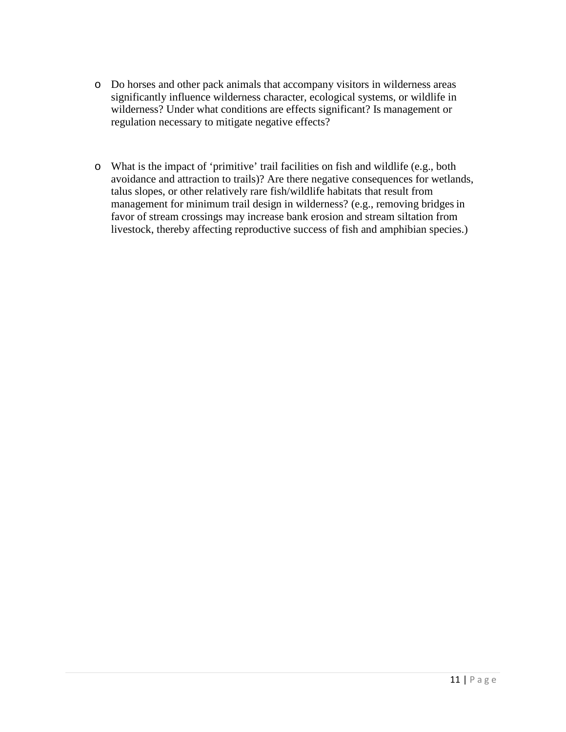- Do horses and other pack animals that accompany visitors in wilderness areas significantly influence wilderness character, ecological systems, or wildlife in wilderness? Under what conditions are effects significant? Is management or regulation necessary to mitigate negative effects?

- What is the impact of 'primitive' trail facilities on fish and wildlife (e.g., both avoidance and attraction to trails)? Are there negative consequences for wetlands, talus slopes, or other relatively rare fish/wildlife habitats that result from management for minimum trail design in wilderness? (e.g., removing bridges in favor of stream crossings may increase bank erosion and stream siltation from livestock, thereby affecting reproductive success of fish and amphibian species.)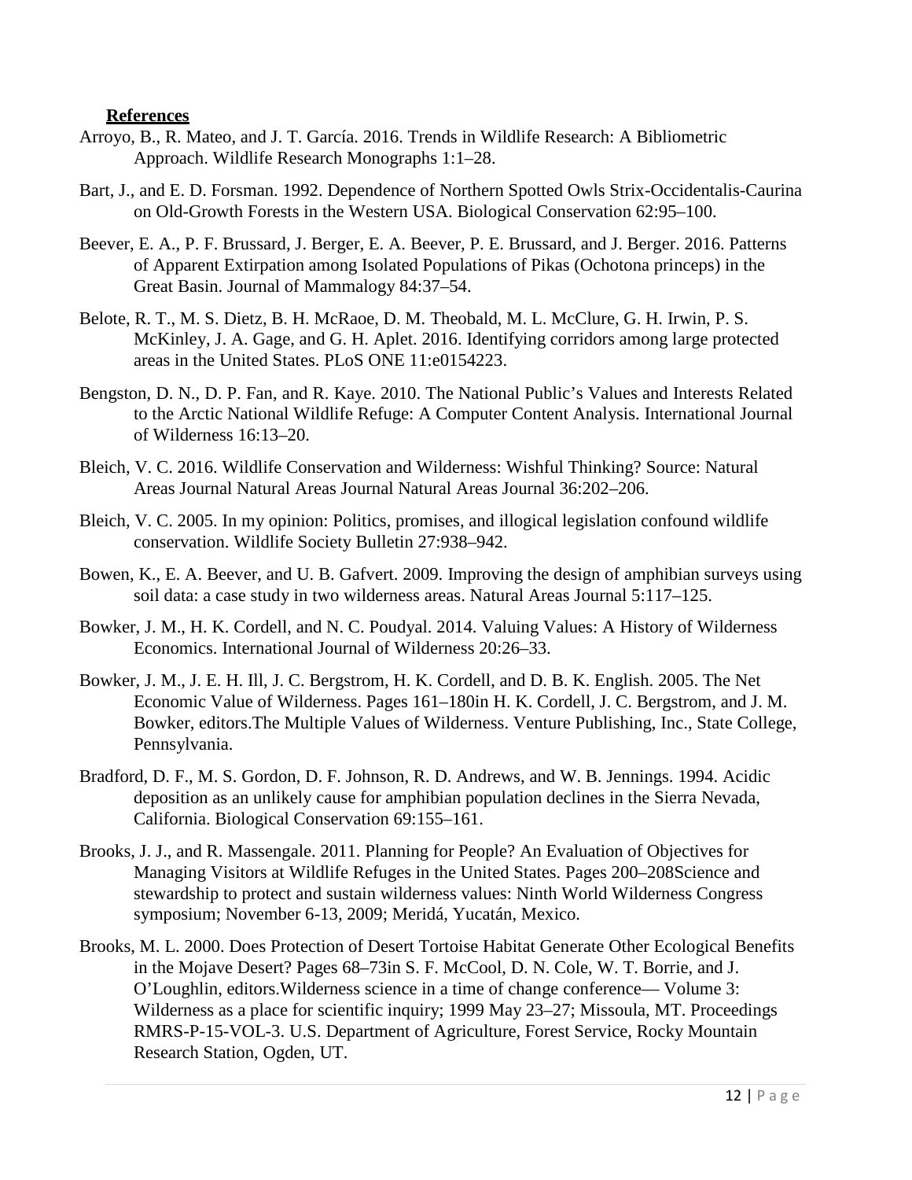**References**

Arroyo, B., R. Mateo, and J. T. García. 2016. Trends in Wildlife Research: A Bibliometric Approach. Wildlife Research Monographs 1:1–28.

Bart, J., and E. D. Forsman. 1992. Dependence of Northern Spotted Owls Strix-Occidentalis-Caurina on Old-Growth Forests in the Western USA. Biological Conservation 62:95–100.

Beever, E. A., P. F. Brussard, J. Berger, E. A. Beever, P. E. Brussard, and J. Berger. 2016. Patterns of Apparent Extirpation among Isolated Populations of Pikas (Ochotona princeps) in the Great Basin. Journal of Mammalogy 84:37–54.

Belote, R. T., M. S. Dietz, B. H. McRaoe, D. M. Theobald, M. L. McClure, G. H. Irwin, P. S. McKinley, J. A. Gage, and G. H. Aplet. 2016. Identifying corridors among large protected areas in the United States. PLoS ONE 11:e0154223.

Bengston, D. N., D. P. Fan, and R. Kaye. 2010. The National Public's Values and Interests Related to the Arctic National Wildlife Refuge: A Computer Content Analysis. International Journal of Wilderness 16:13–20.

Bleich, V. C. 2016. Wildlife Conservation and Wilderness: Wishful Thinking? Source: Natural Areas Journal Natural Areas Journal Natural Areas Journal 36:202–206.

Bleich, V. C. 2005. In my opinion: Politics, promises, and illogical legislation confound wildlife conservation. Wildlife Society Bulletin 27:938–942.

Bowen, K., E. A. Beever, and U. B. Gafvert. 2009. Improving the design of amphibian surveys using soil data: a case study in two wilderness areas. Natural Areas Journal 5:117–125.

Bowker, J. M., H. K. Cordell, and N. C. Poudyal. 2014. Valuing Values: A History of Wilderness Economics. International Journal of Wilderness 20:26–33.

Bowker, J. M., J. E. H. Ill, J. C. Bergstrom, H. K. Cordell, and D. B. K. English. 2005. The Net Economic Value of Wilderness. Pages 161–180in H. K. Cordell, J. C. Bergstrom, and J. M. Bowker, editors.The Multiple Values of Wilderness. Venture Publishing, Inc., State College, Pennsylvania.

Bradford, D. F., M. S. Gordon, D. F. Johnson, R. D. Andrews, and W. B. Jennings. 1994. Acidic deposition as an unlikely cause for amphibian population declines in the Sierra Nevada, California. Biological Conservation 69:155–161.

Brooks, J. J., and R. Massengale. 2011. Planning for People? An Evaluation of Objectives for Managing Visitors at Wildlife Refuges in the United States. Pages 200–208Science and stewardship to protect and sustain wilderness values: Ninth World Wilderness Congress symposium; November 6-13, 2009; Meridá, Yucatán, Mexico.

Brooks, M. L. 2000. Does Protection of Desert Tortoise Habitat Generate Other Ecological Benefits in the Mojave Desert? Pages 68–73in S. F. McCool, D. N. Cole, W. T. Borrie, and J. O'Loughlin, editors.Wilderness science in a time of change conference— Volume 3: Wilderness as a place for scientific inquiry; 1999 May 23–27; Missoula, MT. Proceedings RMRS-P-15-VOL-3. U.S. Department of Agriculture, Forest Service, Rocky Mountain Research Station, Ogden, UT.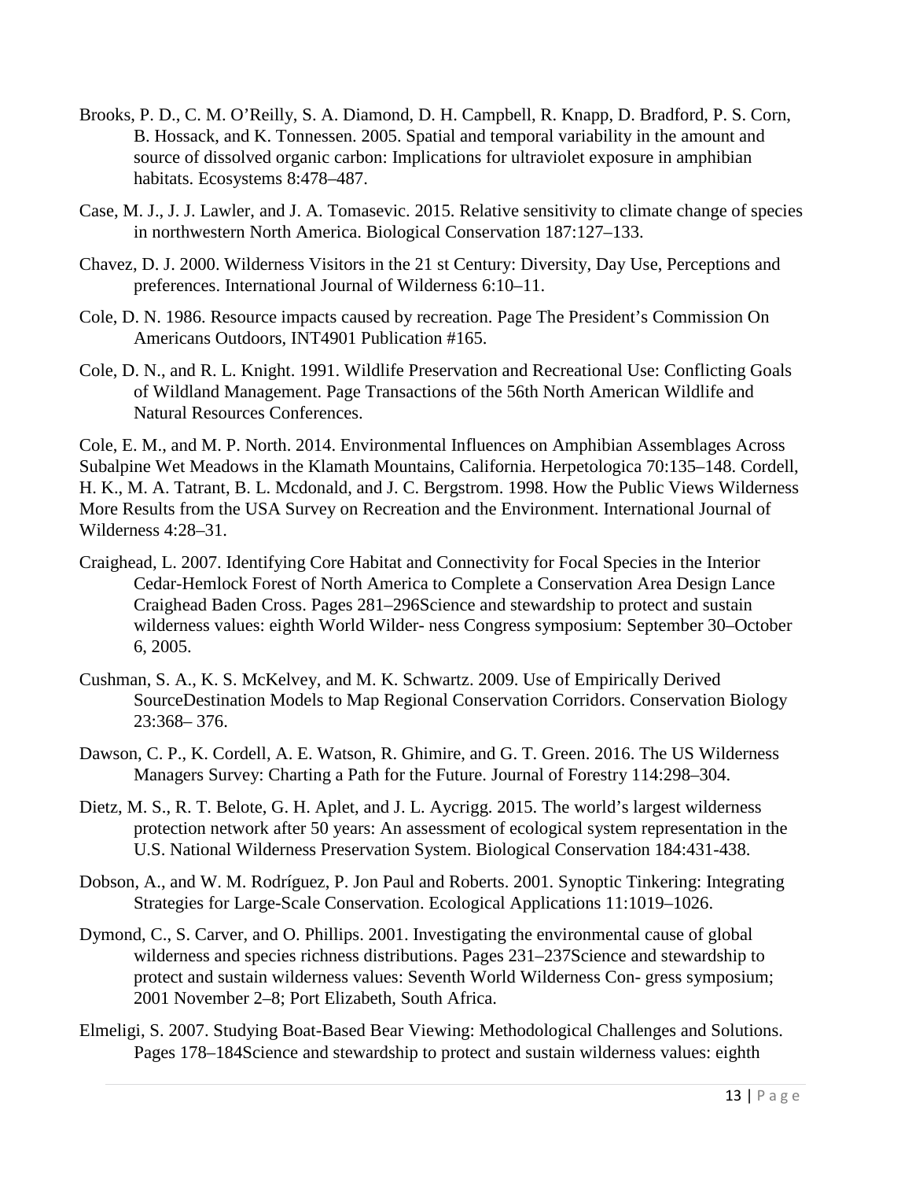Brooks, P. D., C. M. O'Reilly, S. A. Diamond, D. H. Campbell, R. Knapp, D. Bradford, P. S. Corn, B. Hossack, and K. Tonnessen. 2005. Spatial and temporal variability in the amount and source of dissolved organic carbon: Implications for ultraviolet exposure in amphibian habitats. Ecosystems 8:478–487.

Case, M. J., J. J. Lawler, and J. A. Tomasevic. 2015. Relative sensitivity to climate change of species in northwestern North America. Biological Conservation 187:127–133.

Chavez, D. J. 2000. Wilderness Visitors in the 21 st Century: Diversity, Day Use, Perceptions and preferences. International Journal of Wilderness 6:10–11.

Cole, D. N. 1986. Resource impacts caused by recreation. Page The President's Commission On Americans Outdoors, INT4901 Publication #165.

Cole, D. N., and R. L. Knight. 1991. Wildlife Preservation and Recreational Use: Conflicting Goals of Wildland Management. Page Transactions of the 56th North American Wildlife and Natural Resources Conferences.

Cole, E. M., and M. P. North. 2014. Environmental Influences on Amphibian Assemblages Across Subalpine Wet Meadows in the Klamath Mountains, California. Herpetologica 70:135–148. Cordell, H. K., M. A. Tatrant, B. L. Mcdonald, and J. C. Bergstrom. 1998. How the Public Views Wilderness More Results from the USA Survey on Recreation and the Environment. International Journal of Wilderness 4:28–31.

Craighead, L. 2007. Identifying Core Habitat and Connectivity for Focal Species in the Interior Cedar-Hemlock Forest of North America to Complete a Conservation Area Design Lance Craighead Baden Cross. Pages 281–296Science and stewardship to protect and sustain wilderness values: eighth World Wilder- ness Congress symposium: September 30–October 6, 2005.

Cushman, S. A., K. S. McKelvey, and M. K. Schwartz. 2009. Use of Empirically Derived SourceDestination Models to Map Regional Conservation Corridors. Conservation Biology 23:368– 376.

Dawson, C. P., K. Cordell, A. E. Watson, R. Ghimire, and G. T. Green. 2016. The US Wilderness Managers Survey: Charting a Path for the Future. Journal of Forestry 114:298–304.

Dietz, M. S., R. T. Belote, G. H. Aplet, and J. L. Aycrigg. 2015. The world's largest wilderness protection network after 50 years: An assessment of ecological system representation in the U.S. National Wilderness Preservation System. Biological Conservation 184:431-438.

Dobson, A., and W. M. Rodríguez, P. Jon Paul and Roberts. 2001. Synoptic Tinkering: Integrating Strategies for Large-Scale Conservation. Ecological Applications 11:1019–1026.

Dymond, C., S. Carver, and O. Phillips. 2001. Investigating the environmental cause of global wilderness and species richness distributions. Pages 231–237Science and stewardship to protect and sustain wilderness values: Seventh World Wilderness Con- gress symposium; 2001 November 2–8; Port Elizabeth, South Africa.

Elmeligi, S. 2007. Studying Boat-Based Bear Viewing: Methodological Challenges and Solutions. Pages 178–184Science and stewardship to protect and sustain wilderness values: eighth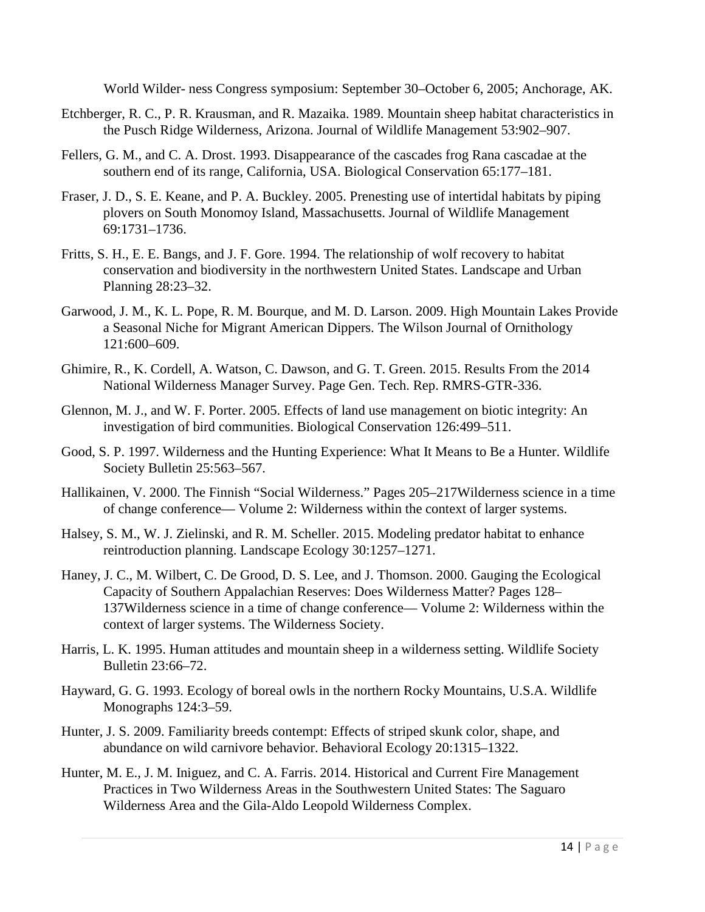World Wilder- ness Congress symposium: September 30–October 6, 2005; Anchorage, AK.

Etchberger, R. C., P. R. Krausman, and R. Mazaika. 1989. Mountain sheep habitat characteristics in the Pusch Ridge Wilderness, Arizona. Journal of Wildlife Management 53:902–907.

Fellers, G. M., and C. A. Drost. 1993. Disappearance of the cascades frog Rana cascadae at the southern end of its range, California, USA. Biological Conservation 65:177–181.

Fraser, J. D., S. E. Keane, and P. A. Buckley. 2005. Prenesting use of intertidal habitats by piping plovers on South Monomoy Island, Massachusetts. Journal of Wildlife Management 69:1731–1736.

Fritts, S. H., E. E. Bangs, and J. F. Gore. 1994. The relationship of wolf recovery to habitat conservation and biodiversity in the northwestern United States. Landscape and Urban Planning 28:23–32.

Garwood, J. M., K. L. Pope, R. M. Bourque, and M. D. Larson. 2009. High Mountain Lakes Provide a Seasonal Niche for Migrant American Dippers. The Wilson Journal of Ornithology 121:600–609.

Ghimire, R., K. Cordell, A. Watson, C. Dawson, and G. T. Green. 2015. Results From the 2014 National Wilderness Manager Survey. Page Gen. Tech. Rep. RMRS-GTR-336.

Glennon, M. J., and W. F. Porter. 2005. Effects of land use management on biotic integrity: An investigation of bird communities. Biological Conservation 126:499–511.

Good, S. P. 1997. Wilderness and the Hunting Experience: What It Means to Be a Hunter. Wildlife Society Bulletin 25:563–567.

Hallikainen, V. 2000. The Finnish "Social Wilderness." Pages 205–217Wilderness science in a time of change conference— Volume 2: Wilderness within the context of larger systems.

Halsey, S. M., W. J. Zielinski, and R. M. Scheller. 2015. Modeling predator habitat to enhance reintroduction planning. Landscape Ecology 30:1257–1271.

Haney, J. C., M. Wilbert, C. De Grood, D. S. Lee, and J. Thomson. 2000. Gauging the Ecological Capacity of Southern Appalachian Reserves: Does Wilderness Matter? Pages 128–137Wilderness science in a time of change conference— Volume 2: Wilderness within the context of larger systems. The Wilderness Society.

Harris, L. K. 1995. Human attitudes and mountain sheep in a wilderness setting. Wildlife Society Bulletin 23:66–72.

Hayward, G. G. 1993. Ecology of boreal owls in the northern Rocky Mountains, U.S.A. Wildlife Monographs 124:3–59.

Hunter, J. S. 2009. Familiarity breeds contempt: Effects of striped skunk color, shape, and abundance on wild carnivore behavior. Behavioral Ecology 20:1315–1322.

Hunter, M. E., J. M. Iniguez, and C. A. Farris. 2014. Historical and Current Fire Management Practices in Two Wilderness Areas in the Southwestern United States: The Saguaro Wilderness Area and the Gila-Aldo Leopold Wilderness Complex.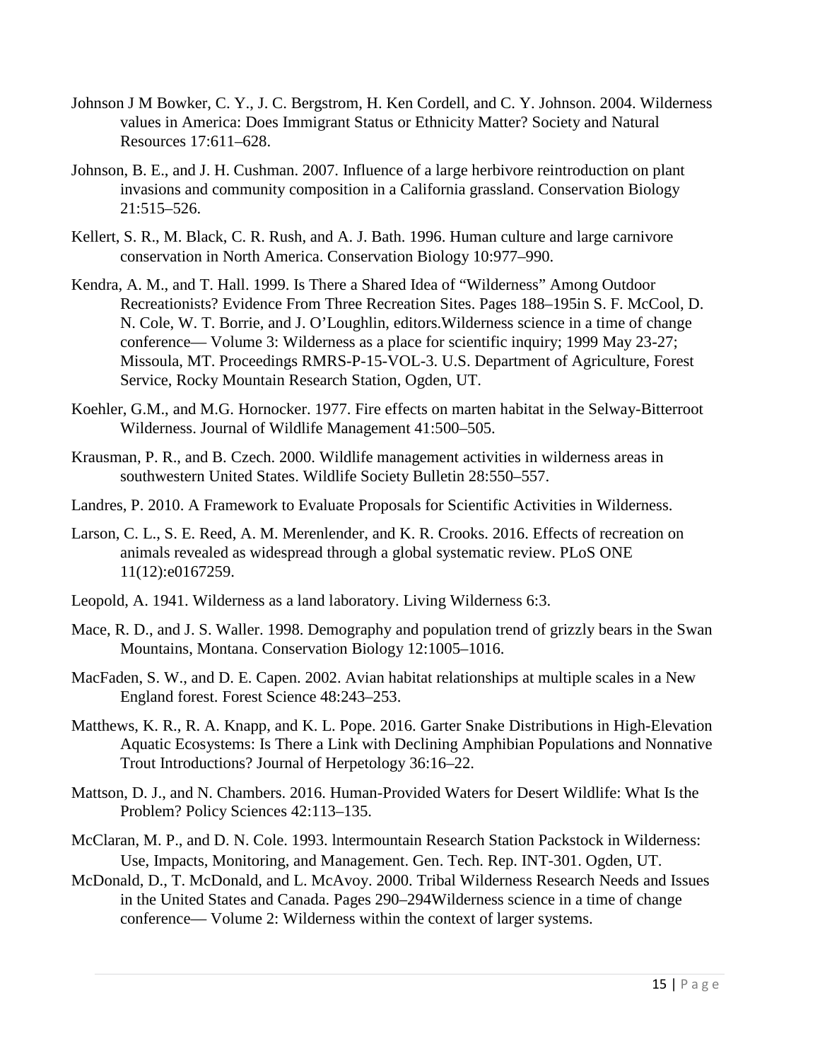Johnson J M Bowker, C. Y., J. C. Bergstrom, H. Ken Cordell, and C. Y. Johnson. 2004. Wilderness values in America: Does Immigrant Status or Ethnicity Matter? Society and Natural Resources 17:611–628.

Johnson, B. E., and J. H. Cushman. 2007. Influence of a large herbivore reintroduction on plant invasions and community composition in a California grassland. Conservation Biology 21:515–526.

Kellert, S. R., M. Black, C. R. Rush, and A. J. Bath. 1996. Human culture and large carnivore conservation in North America. Conservation Biology 10:977–990.

Kendra, A. M., and T. Hall. 1999. Is There a Shared Idea of "Wilderness" Among Outdoor Recreationists? Evidence From Three Recreation Sites. Pages 188–195in S. F. McCool, D. N. Cole, W. T. Borrie, and J. O'Loughlin, editors.Wilderness science in a time of change conference— Volume 3: Wilderness as a place for scientific inquiry; 1999 May 23-27; Missoula, MT. Proceedings RMRS-P-15-VOL-3. U.S. Department of Agriculture, Forest Service, Rocky Mountain Research Station, Ogden, UT.

Koehler, G.M., and M.G. Hornocker. 1977. Fire effects on marten habitat in the Selway-Bitterroot Wilderness. Journal of Wildlife Management 41:500–505.

Krausman, P. R., and B. Czech. 2000. Wildlife management activities in wilderness areas in southwestern United States. Wildlife Society Bulletin 28:550–557.

Landres, P. 2010. A Framework to Evaluate Proposals for Scientific Activities in Wilderness.

Larson, C. L., S. E. Reed, A. M. Merenlender, and K. R. Crooks. 2016. Effects of recreation on animals revealed as widespread through a global systematic review. PLoS ONE 11(12):e0167259.

Leopold, A. 1941. Wilderness as a land laboratory. Living Wilderness 6:3.

Mace, R. D., and J. S. Waller. 1998. Demography and population trend of grizzly bears in the Swan Mountains, Montana. Conservation Biology 12:1005–1016.

MacFaden, S. W., and D. E. Capen. 2002. Avian habitat relationships at multiple scales in a New England forest. Forest Science 48:243–253.

Matthews, K. R., R. A. Knapp, and K. L. Pope. 2016. Garter Snake Distributions in High-Elevation Aquatic Ecosystems: Is There a Link with Declining Amphibian Populations and Nonnative Trout Introductions? Journal of Herpetology 36:16–22.

Mattson, D. J., and N. Chambers. 2016. Human-Provided Waters for Desert Wildlife: What Is the Problem? Policy Sciences 42:113–135.

McClaran, M. P., and D. N. Cole. 1993. lntermountain Research Station Packstock in Wilderness: Use, Impacts, Monitoring, and Management. Gen. Tech. Rep. INT-301. Ogden, UT.

McDonald, D., T. McDonald, and L. McAvoy. 2000. Tribal Wilderness Research Needs and Issues in the United States and Canada. Pages 290–294Wilderness science in a time of change conference— Volume 2: Wilderness within the context of larger systems.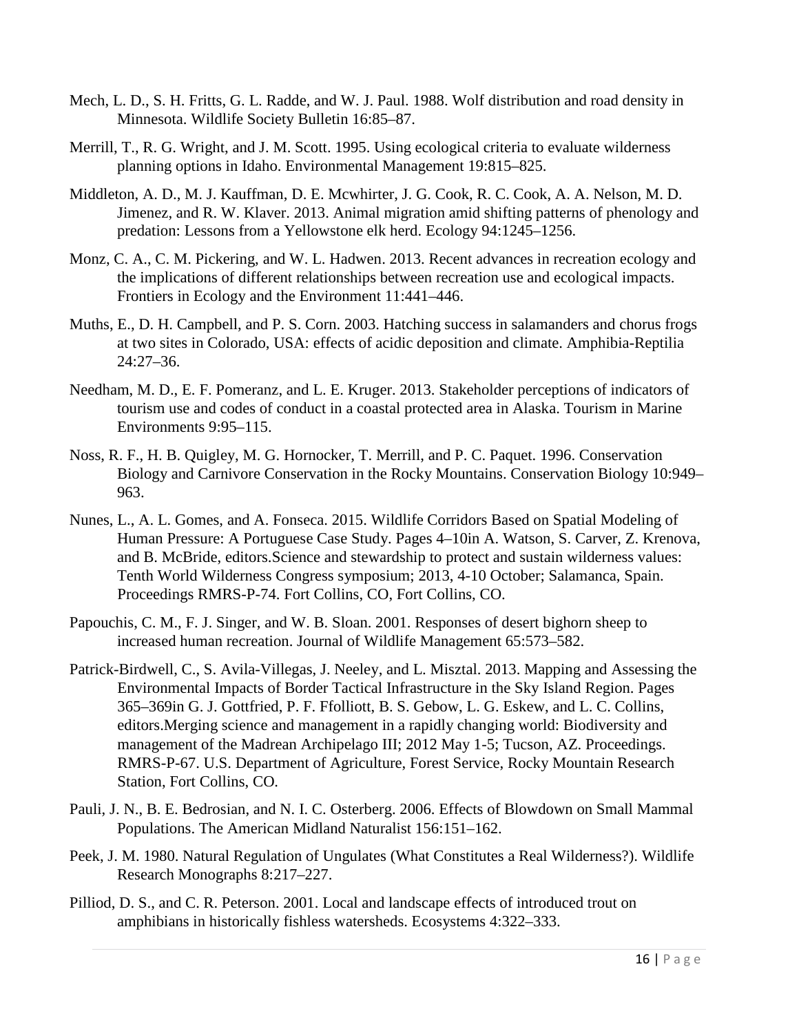Mech, L. D., S. H. Fritts, G. L. Radde, and W. J. Paul. 1988. Wolf distribution and road density in Minnesota. Wildlife Society Bulletin 16:85–87.

Merrill, T., R. G. Wright, and J. M. Scott. 1995. Using ecological criteria to evaluate wilderness planning options in Idaho. Environmental Management 19:815–825.

Middleton, A. D., M. J. Kauffman, D. E. Mcwhirter, J. G. Cook, R. C. Cook, A. A. Nelson, M. D. Jimenez, and R. W. Klaver. 2013. Animal migration amid shifting patterns of phenology and predation: Lessons from a Yellowstone elk herd. Ecology 94:1245–1256.

Monz, C. A., C. M. Pickering, and W. L. Hadwen. 2013. Recent advances in recreation ecology and the implications of different relationships between recreation use and ecological impacts. Frontiers in Ecology and the Environment 11:441–446.

Muths, E., D. H. Campbell, and P. S. Corn. 2003. Hatching success in salamanders and chorus frogs at two sites in Colorado, USA: effects of acidic deposition and climate. Amphibia-Reptilia 24:27–36.

Needham, M. D., E. F. Pomeranz, and L. E. Kruger. 2013. Stakeholder perceptions of indicators of tourism use and codes of conduct in a coastal protected area in Alaska. Tourism in Marine Environments 9:95–115.

Noss, R. F., H. B. Quigley, M. G. Hornocker, T. Merrill, and P. C. Paquet. 1996. Conservation Biology and Carnivore Conservation in the Rocky Mountains. Conservation Biology 10:949–963.

Nunes, L., A. L. Gomes, and A. Fonseca. 2015. Wildlife Corridors Based on Spatial Modeling of Human Pressure: A Portuguese Case Study. Pages 4–10in A. Watson, S. Carver, Z. Krenova, and B. McBride, editors.Science and stewardship to protect and sustain wilderness values: Tenth World Wilderness Congress symposium; 2013, 4-10 October; Salamanca, Spain. Proceedings RMRS-P-74. Fort Collins, CO, Fort Collins, CO.

Papouchis, C. M., F. J. Singer, and W. B. Sloan. 2001. Responses of desert bighorn sheep to increased human recreation. Journal of Wildlife Management 65:573–582.

Patrick-Birdwell, C., S. Avila-Villegas, J. Neeley, and L. Misztal. 2013. Mapping and Assessing the Environmental Impacts of Border Tactical Infrastructure in the Sky Island Region. Pages 365–369in G. J. Gottfried, P. F. Ffolliott, B. S. Gebow, L. G. Eskew, and L. C. Collins, editors.Merging science and management in a rapidly changing world: Biodiversity and management of the Madrean Archipelago III; 2012 May 1-5; Tucson, AZ. Proceedings. RMRS-P-67. U.S. Department of Agriculture, Forest Service, Rocky Mountain Research Station, Fort Collins, CO.

Pauli, J. N., B. E. Bedrosian, and N. I. C. Osterberg. 2006. Effects of Blowdown on Small Mammal Populations. The American Midland Naturalist 156:151–162.

Peek, J. M. 1980. Natural Regulation of Ungulates (What Constitutes a Real Wilderness?). Wildlife Research Monographs 8:217–227.

Pilliod, D. S., and C. R. Peterson. 2001. Local and landscape effects of introduced trout on amphibians in historically fishless watersheds. Ecosystems 4:322–333.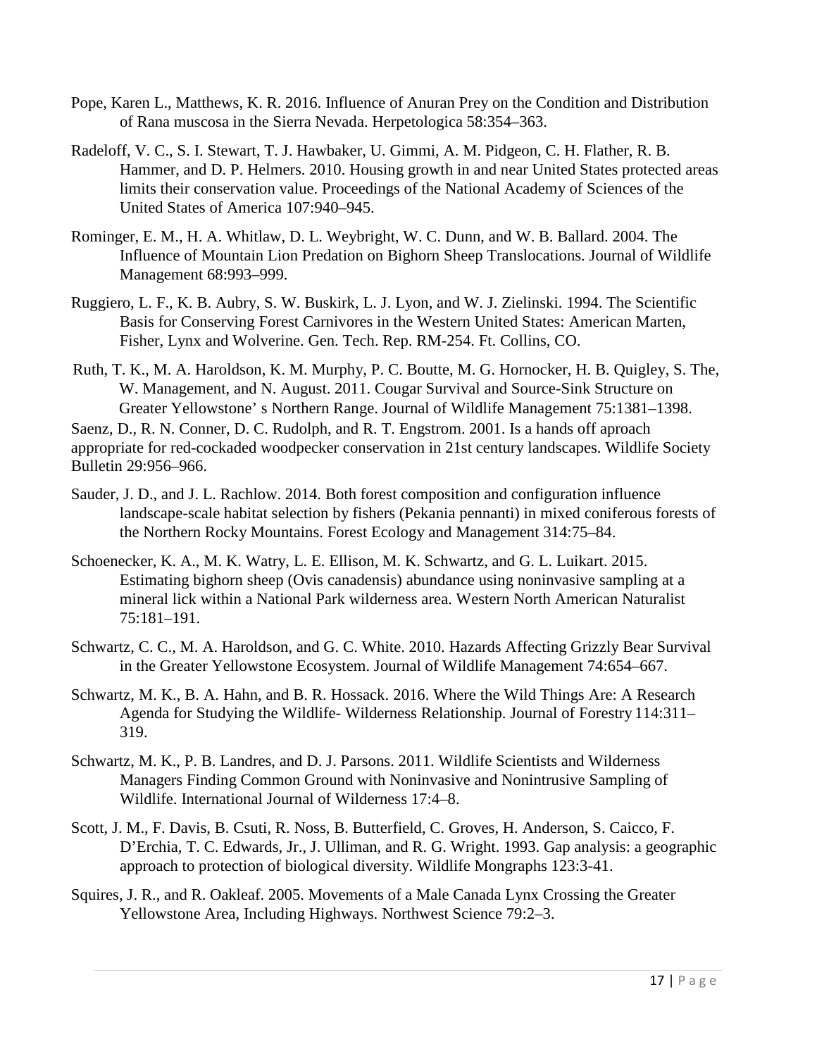Pope, Karen L., Matthews, K. R. 2016. Influence of Anuran Prey on the Condition and Distribution of Rana muscosa in the Sierra Nevada. Herpetologica 58:354–363.

Radeloff, V. C., S. I. Stewart, T. J. Hawbaker, U. Gimmi, A. M. Pidgeon, C. H. Flather, R. B. Hammer, and D. P. Helmers. 2010. Housing growth in and near United States protected areas limits their conservation value. Proceedings of the National Academy of Sciences of the United States of America 107:940–945.

Rominger, E. M., H. A. Whitlaw, D. L. Weybright, W. C. Dunn, and W. B. Ballard. 2004. The Influence of Mountain Lion Predation on Bighorn Sheep Translocations. Journal of Wildlife Management 68:993–999.

Ruggiero, L. F., K. B. Aubry, S. W. Buskirk, L. J. Lyon, and W. J. Zielinski. 1994. The Scientific Basis for Conserving Forest Carnivores in the Western United States: American Marten, Fisher, Lynx and Wolverine. Gen. Tech. Rep. RM-254. Ft. Collins, CO.

Ruth, T. K., M. A. Haroldson, K. M. Murphy, P. C. Boutte, M. G. Hornocker, H. B. Quigley, S. The, W. Management, and N. August. 2011. Cougar Survival and Source-Sink Structure on Greater Yellowstone' s Northern Range. Journal of Wildlife Management 75:1381–1398.

Saenz, D., R. N. Conner, D. C. Rudolph, and R. T. Engstrom. 2001. Is a hands off aproach appropriate for red-cockaded woodpecker conservation in 21st century landscapes. Wildlife Society Bulletin 29:956–966.

Sauder, J. D., and J. L. Rachlow. 2014. Both forest composition and configuration influence landscape-scale habitat selection by fishers (Pekania pennanti) in mixed coniferous forests of the Northern Rocky Mountains. Forest Ecology and Management 314:75–84.

Schoenecker, K. A., M. K. Watry, L. E. Ellison, M. K. Schwartz, and G. L. Luikart. 2015. Estimating bighorn sheep (Ovis canadensis) abundance using noninvasive sampling at a mineral lick within a National Park wilderness area. Western North American Naturalist 75:181–191.

Schwartz, C. C., M. A. Haroldson, and G. C. White. 2010. Hazards Affecting Grizzly Bear Survival in the Greater Yellowstone Ecosystem. Journal of Wildlife Management 74:654–667.

Schwartz, M. K., B. A. Hahn, and B. R. Hossack. 2016. Where the Wild Things Are: A Research Agenda for Studying the Wildlife- Wilderness Relationship. Journal of Forestry 114:311–319.

Schwartz, M. K., P. B. Landres, and D. J. Parsons. 2011. Wildlife Scientists and Wilderness Managers Finding Common Ground with Noninvasive and Nonintrusive Sampling of Wildlife. International Journal of Wilderness 17:4–8.

Scott, J. M., F. Davis, B. Csuti, R. Noss, B. Butterfield, C. Groves, H. Anderson, S. Caicco, F. D'Erchia, T. C. Edwards, Jr., J. Ulliman, and R. G. Wright. 1993. Gap analysis: a geographic approach to protection of biological diversity. Wildlife Mongraphs 123:3-41.

Squires, J. R., and R. Oakleaf. 2005. Movements of a Male Canada Lynx Crossing the Greater Yellowstone Area, Including Highways. Northwest Science 79:2–3.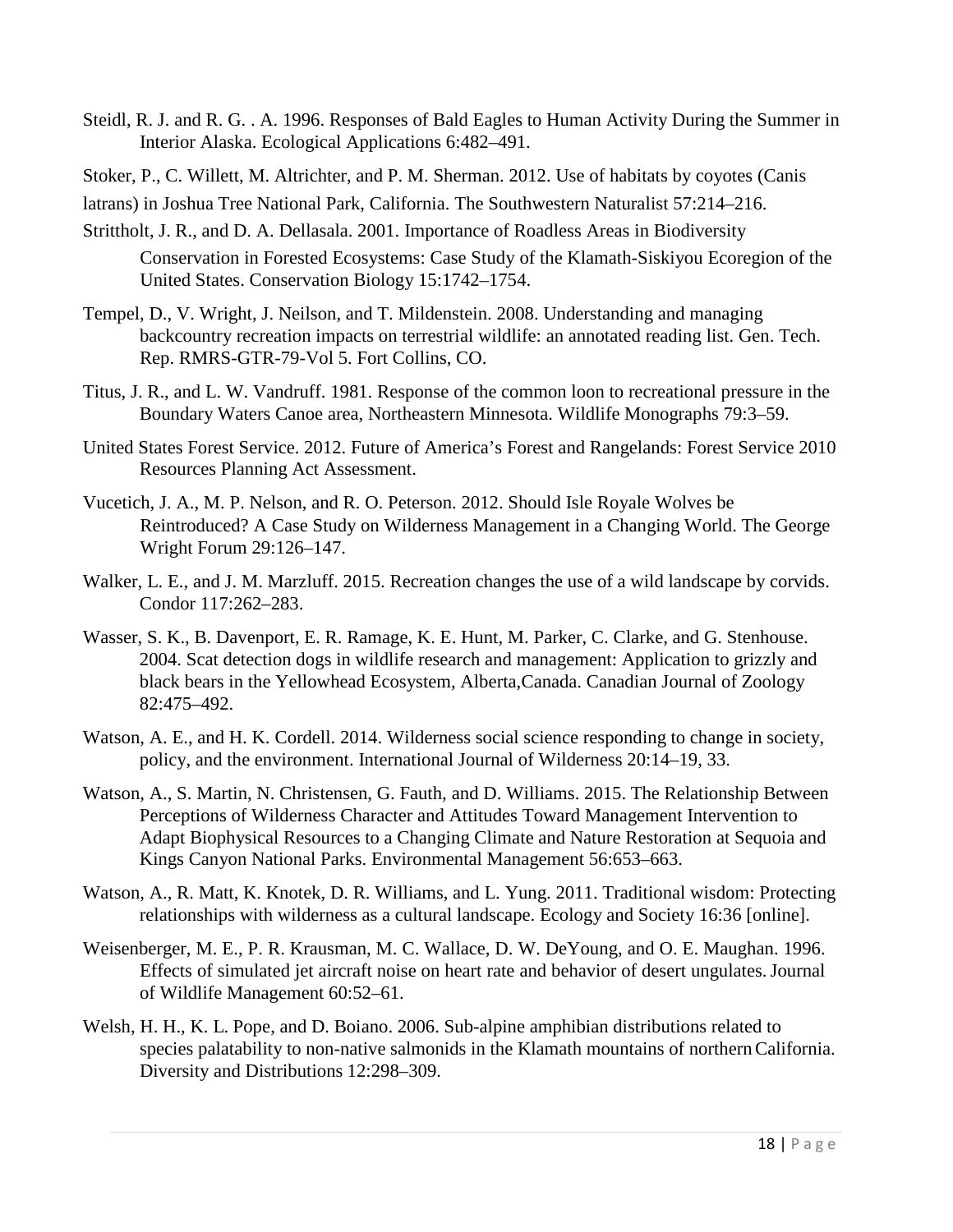Steidl, R. J. and R. G. . A. 1996. Responses of Bald Eagles to Human Activity During the Summer in Interior Alaska. Ecological Applications 6:482–491.

Stoker, P., C. Willett, M. Altrichter, and P. M. Sherman. 2012. Use of habitats by coyotes (Canis latrans) in Joshua Tree National Park, California. The Southwestern Naturalist 57:214–216.

Strittholt, J. R., and D. A. Dellasala. 2001. Importance of Roadless Areas in Biodiversity Conservation in Forested Ecosystems: Case Study of the Klamath-Siskiyou Ecoregion of the United States. Conservation Biology 15:1742–1754.

Tempel, D., V. Wright, J. Neilson, and T. Mildenstein. 2008. Understanding and managing backcountry recreation impacts on terrestrial wildlife: an annotated reading list. Gen. Tech. Rep. RMRS-GTR-79-Vol 5. Fort Collins, CO.

Titus, J. R., and L. W. Vandruff. 1981. Response of the common loon to recreational pressure in the Boundary Waters Canoe area, Northeastern Minnesota. Wildlife Monographs 79:3–59.

United States Forest Service. 2012. Future of America's Forest and Rangelands: Forest Service 2010 Resources Planning Act Assessment.

Vucetich, J. A., M. P. Nelson, and R. O. Peterson. 2012. Should Isle Royale Wolves be Reintroduced? A Case Study on Wilderness Management in a Changing World. The George Wright Forum 29:126–147.

Walker, L. E., and J. M. Marzluff. 2015. Recreation changes the use of a wild landscape by corvids. Condor 117:262–283.

Wasser, S. K., B. Davenport, E. R. Ramage, K. E. Hunt, M. Parker, C. Clarke, and G. Stenhouse. 2004. Scat detection dogs in wildlife research and management: Application to grizzly and black bears in the Yellowhead Ecosystem, Alberta,Canada. Canadian Journal of Zoology 82:475–492.

Watson, A. E., and H. K. Cordell. 2014. Wilderness social science responding to change in society, policy, and the environment. International Journal of Wilderness 20:14–19, 33.

Watson, A., S. Martin, N. Christensen, G. Fauth, and D. Williams. 2015. The Relationship Between Perceptions of Wilderness Character and Attitudes Toward Management Intervention to Adapt Biophysical Resources to a Changing Climate and Nature Restoration at Sequoia and Kings Canyon National Parks. Environmental Management 56:653–663.

Watson, A., R. Matt, K. Knotek, D. R. Williams, and L. Yung. 2011. Traditional wisdom: Protecting relationships with wilderness as a cultural landscape. Ecology and Society 16:36 [online].

Weisenberger, M. E., P. R. Krausman, M. C. Wallace, D. W. DeYoung, and O. E. Maughan. 1996. Effects of simulated jet aircraft noise on heart rate and behavior of desert ungulates. Journal of Wildlife Management 60:52–61.

Welsh, H. H., K. L. Pope, and D. Boiano. 2006. Sub-alpine amphibian distributions related to species palatability to non-native salmonids in the Klamath mountains of northern California. Diversity and Distributions 12:298–309.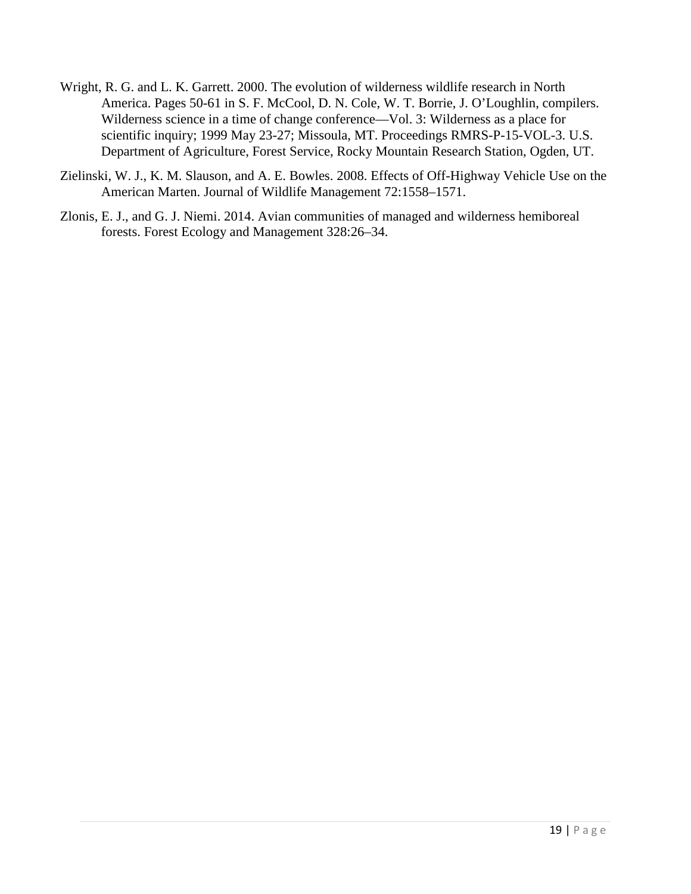Wright, R. G. and L. K. Garrett. 2000. The evolution of wilderness wildlife research in North America. Pages 50-61 in S. F. McCool, D. N. Cole, W. T. Borrie, J. O'Loughlin, compilers. Wilderness science in a time of change conference—Vol. 3: Wilderness as a place for scientific inquiry; 1999 May 23-27; Missoula, MT. Proceedings RMRS-P-15-VOL-3. U.S. Department of Agriculture, Forest Service, Rocky Mountain Research Station, Ogden, UT.

Zielinski, W. J., K. M. Slauson, and A. E. Bowles. 2008. Effects of Off-Highway Vehicle Use on the American Marten. Journal of Wildlife Management 72:1558–1571.

Zlonis, E. J., and G. J. Niemi. 2014. Avian communities of managed and wilderness hemiboreal forests. Forest Ecology and Management 328:26–34.